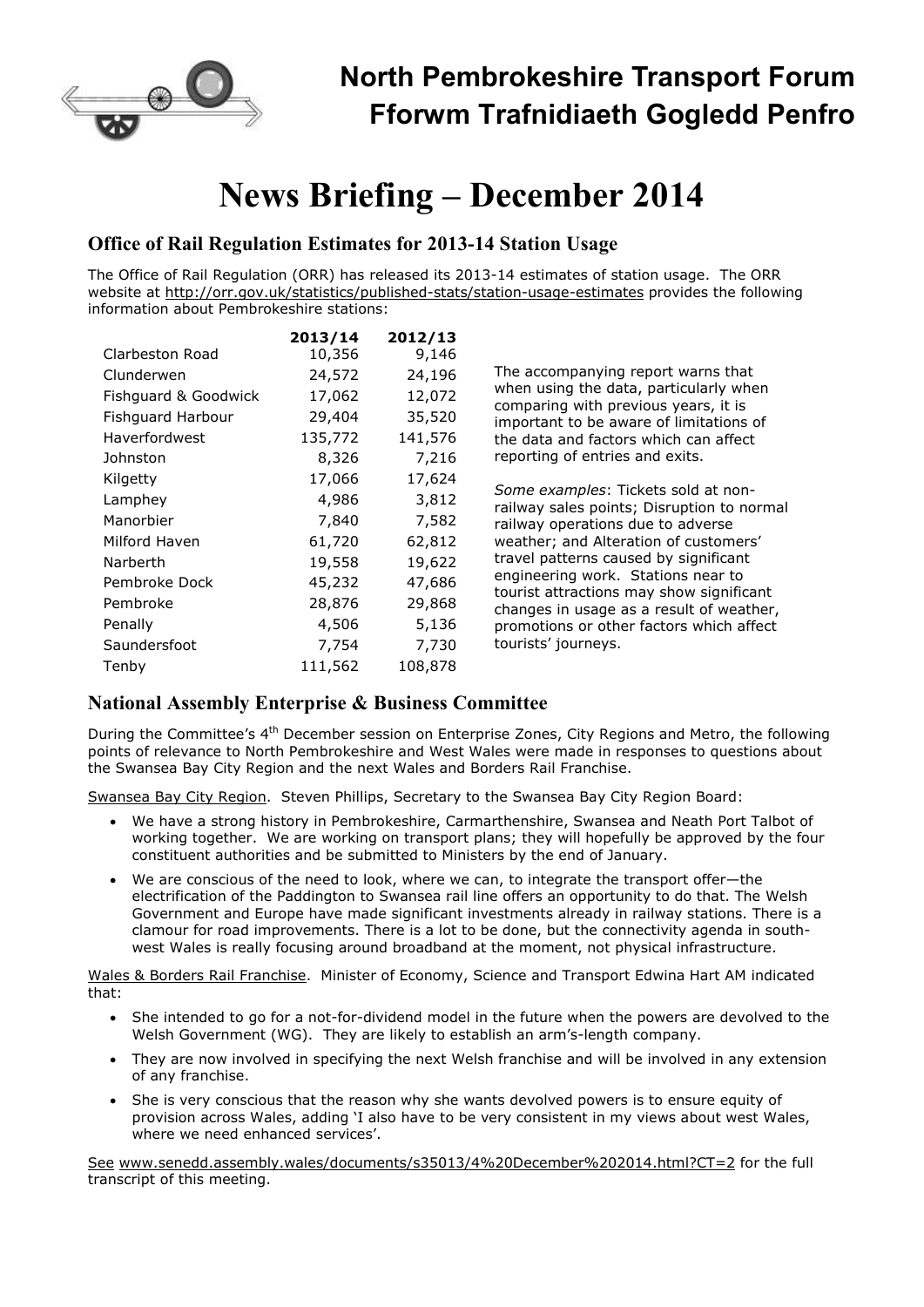# North Pembrokeshire Transport Forum
# Fforwm Trafnidiaeth Gogledd Penfro

# News Briefing – December 2014

## Office of Rail Regulation Estimates for 2013-14 Station Usage

The Office of Rail Regulation (ORR) has released its 2013-14 estimates of station usage. The ORR website at http://orr.gov.uk/statistics/published-stats/station-usage-estimates provides the following information about Pembrokeshire stations:

| | **2013/14** | **2012/13** |
|---|---|---|
| Clarbeston Road | 10,356 | 9,146 |
| Clunderwen | 24,572 | 24,196 |
| Fishguard & Goodwick | 17,062 | 12,072 |
| Fishguard Harbour | 29,404 | 35,520 |
| Haverfordwest | 135,772 | 141,576 |
| Johnston | 8,326 | 7,216 |
| Kilgetty | 17,066 | 17,624 |
| Lamphey | 4,986 | 3,812 |
| Manorbier | 7,840 | 7,582 |
| Milford Haven | 61,720 | 62,812 |
| Narberth | 19,558 | 19,622 |
| Pembroke Dock | 45,232 | 47,686 |
| Pembroke | 28,876 | 29,868 |
| Penally | 4,506 | 5,136 |
| Saundersfoot | 7,754 | 7,730 |
| Tenby | 111,562 | 108,878 |

The accompanying report warns that when using the data, particularly when comparing with previous years, it is important to be aware of limitations of the data and factors which can affect reporting of entries and exits.

*Some examples*: Tickets sold at non-railway sales points; Disruption to normal railway operations due to adverse weather; and Alteration of customers' travel patterns caused by significant engineering work. Stations near to tourist attractions may show significant changes in usage as a result of weather, promotions or other factors which affect tourists' journeys.

## National Assembly Enterprise & Business Committee

During the Committee's 4th December session on Enterprise Zones, City Regions and Metro, the following points of relevance to North Pembrokeshire and West Wales were made in responses to questions about the Swansea Bay City Region and the next Wales and Borders Rail Franchise.

Swansea Bay City Region. Steven Phillips, Secretary to the Swansea Bay City Region Board:

- We have a strong history in Pembrokeshire, Carmarthenshire, Swansea and Neath Port Talbot of working together. We are working on transport plans; they will hopefully be approved by the four constituent authorities and be submitted to Ministers by the end of January.
- We are conscious of the need to look, where we can, to integrate the transport offer—the electrification of the Paddington to Swansea rail line offers an opportunity to do that. The Welsh Government and Europe have made significant investments already in railway stations. There is a clamour for road improvements. There is a lot to be done, but the connectivity agenda in south-west Wales is really focusing around broadband at the moment, not physical infrastructure.

Wales & Borders Rail Franchise. Minister of Economy, Science and Transport Edwina Hart AM indicated that:

- She intended to go for a not-for-dividend model in the future when the powers are devolved to the Welsh Government (WG). They are likely to establish an arm's-length company.
- They are now involved in specifying the next Welsh franchise and will be involved in any extension of any franchise.
- She is very conscious that the reason why she wants devolved powers is to ensure equity of provision across Wales, adding 'I also have to be very consistent in my views about west Wales, where we need enhanced services'.

See www.senedd.assembly.wales/documents/s35013/4%20December%202014.html?CT=2 for the full transcript of this meeting.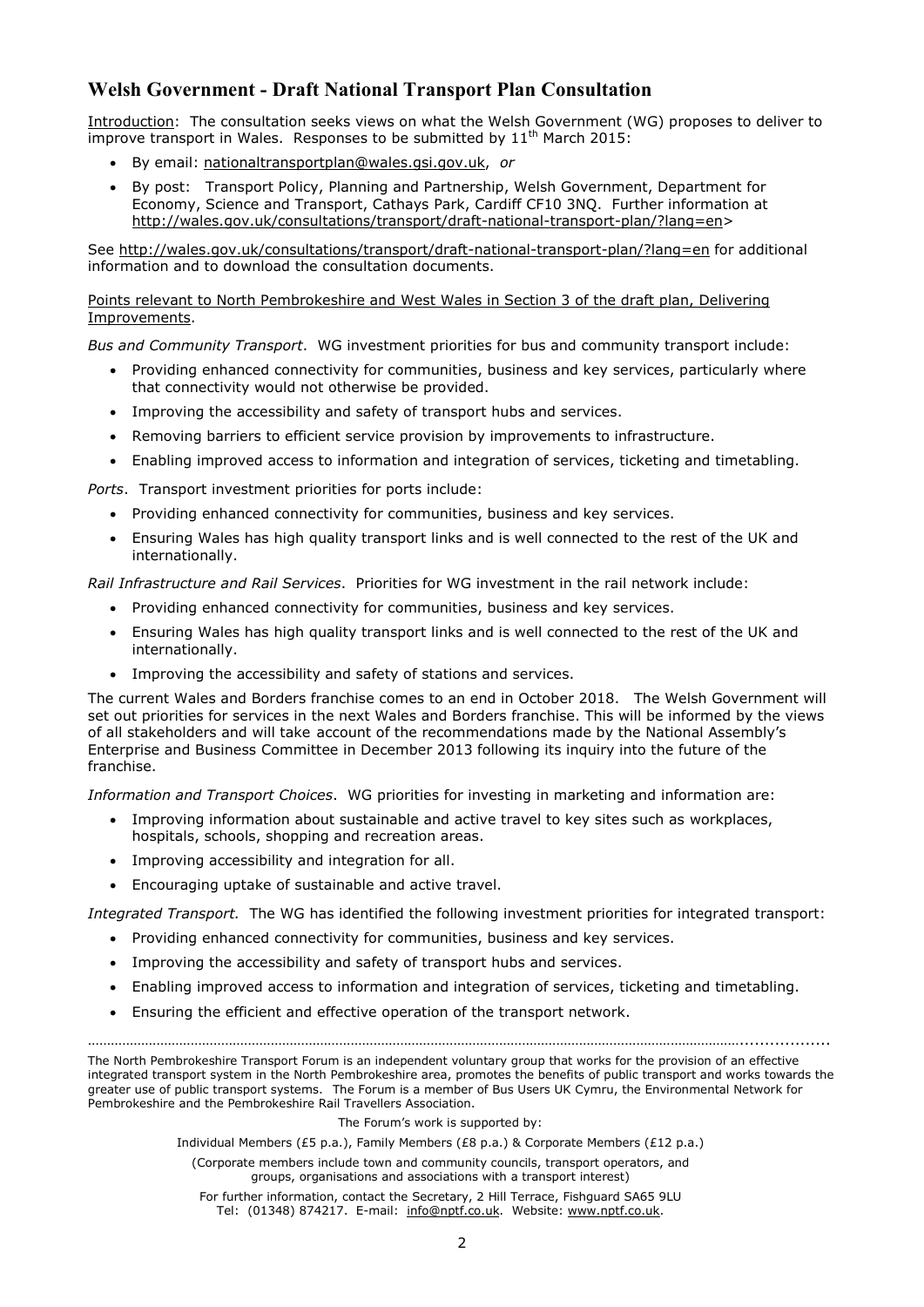## Welsh Government - Draft National Transport Plan Consultation

Introduction: The consultation seeks views on what the Welsh Government (WG) proposes to deliver to improve transport in Wales. Responses to be submitted by 11th March 2015:

- By email: nationaltransportplan@wales.gsi.gov.uk, *or*
- By post: Transport Policy, Planning and Partnership, Welsh Government, Department for Economy, Science and Transport, Cathays Park, Cardiff CF10 3NQ. Further information at http://wales.gov.uk/consultations/transport/draft-national-transport-plan/?lang=en>

See http://wales.gov.uk/consultations/transport/draft-national-transport-plan/?lang=en for additional information and to download the consultation documents.

Points relevant to North Pembrokeshire and West Wales in Section 3 of the draft plan, Delivering Improvements.

*Bus and Community Transport*. WG investment priorities for bus and community transport include:

- Providing enhanced connectivity for communities, business and key services, particularly where that connectivity would not otherwise be provided.
- Improving the accessibility and safety of transport hubs and services.
- Removing barriers to efficient service provision by improvements to infrastructure.
- Enabling improved access to information and integration of services, ticketing and timetabling.

*Ports*. Transport investment priorities for ports include:

- Providing enhanced connectivity for communities, business and key services.
- Ensuring Wales has high quality transport links and is well connected to the rest of the UK and internationally.

*Rail Infrastructure and Rail Services*. Priorities for WG investment in the rail network include:

- Providing enhanced connectivity for communities, business and key services.
- Ensuring Wales has high quality transport links and is well connected to the rest of the UK and internationally.
- Improving the accessibility and safety of stations and services.

The current Wales and Borders franchise comes to an end in October 2018. The Welsh Government will set out priorities for services in the next Wales and Borders franchise. This will be informed by the views of all stakeholders and will take account of the recommendations made by the National Assembly's Enterprise and Business Committee in December 2013 following its inquiry into the future of the franchise.

*Information and Transport Choices*. WG priorities for investing in marketing and information are:

- Improving information about sustainable and active travel to key sites such as workplaces, hospitals, schools, shopping and recreation areas.
- Improving accessibility and integration for all.
- Encouraging uptake of sustainable and active travel.

*Integrated Transport.* The WG has identified the following investment priorities for integrated transport:

- Providing enhanced connectivity for communities, business and key services.
- Improving the accessibility and safety of transport hubs and services.
- Enabling improved access to information and integration of services, ticketing and timetabling.
- Ensuring the efficient and effective operation of the transport network.

---

The North Pembrokeshire Transport Forum is an independent voluntary group that works for the provision of an effective integrated transport system in the North Pembrokeshire area, promotes the benefits of public transport and works towards the greater use of public transport systems. The Forum is a member of Bus Users UK Cymru, the Environmental Network for Pembrokeshire and the Pembrokeshire Rail Travellers Association.

The Forum's work is supported by:

Individual Members (£5 p.a.), Family Members (£8 p.a.) & Corporate Members (£12 p.a.)

(Corporate members include town and community councils, transport operators, and groups, organisations and associations with a transport interest)

For further information, contact the Secretary, 2 Hill Terrace, Fishguard SA65 9LU
Tel: (01348) 874217. E-mail: info@nptf.co.uk. Website: www.nptf.co.uk.